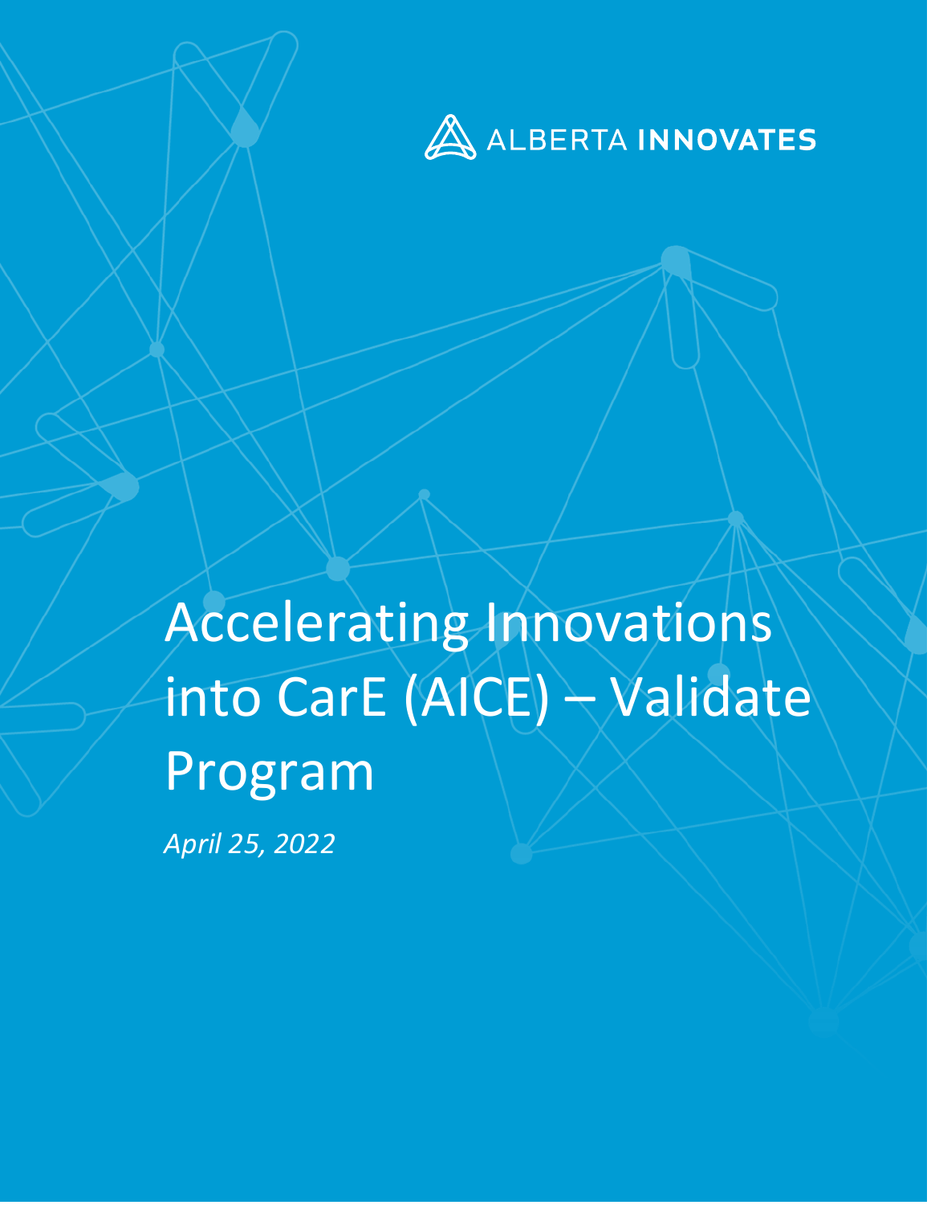ALBERTA INNOVATES

# Accelerating Innovations into CarE (AICE) – Validate Program

*April 25, 2022*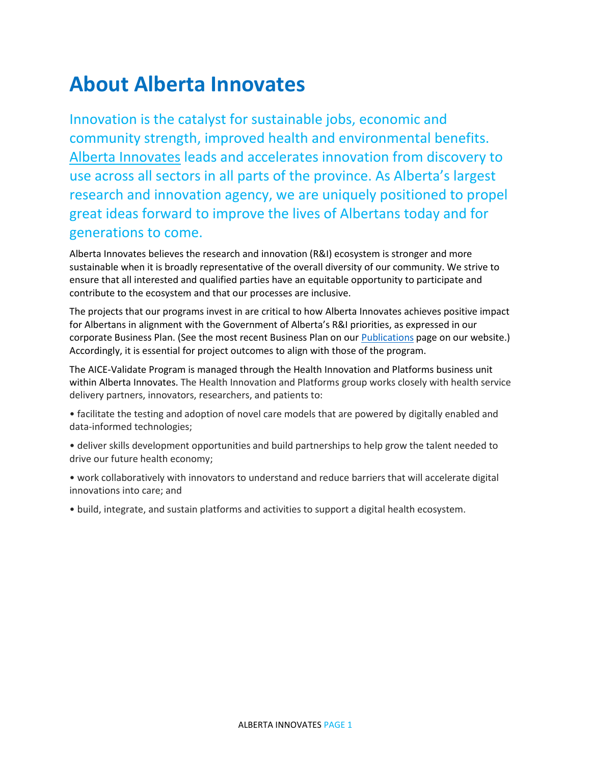# About Alberta Innovates

Innovation is the catalyst for sustainable jobs, economic and community strength, improved health and environmental benefits. Alberta Innovates leads and accelerates innovation from discovery to use across all sectors in all parts of the province. As Alberta's largest research and innovation agency, we are uniquely positioned to propel great ideas forward to improve the lives of Albertans today and for generations to come.

Alberta Innovates believes the research and innovation (R&I) ecosystem is stronger and more sustainable when it is broadly representative of the overall diversity of our community. We strive to ensure that all interested and qualified parties have an equitable opportunity to participate and contribute to the ecosystem and that our processes are inclusive.

The projects that our programs invest in are critical to how Alberta Innovates achieves positive impact for Albertans in alignment with the Government of Alberta's R&I priorities, as expressed in our corporate Business Plan. (See the most recent Business Plan on our Publications page on our website.) Accordingly, it is essential for project outcomes to align with those of the program.

The AICE-Validate Program is managed through the Health Innovation and Platforms business unit within Alberta Innovates. The Health Innovation and Platforms group works closely with health service delivery partners, innovators, researchers, and patients to:

- facilitate the testing and adoption of novel care models that are powered by digitally enabled and data-informed technologies;
- deliver skills development opportunities and build partnerships to help grow the talent needed to drive our future health economy;
- work collaboratively with innovators to understand and reduce barriers that will accelerate digital innovations into care; and
- build, integrate, and sustain platforms and activities to support a digital health ecosystem.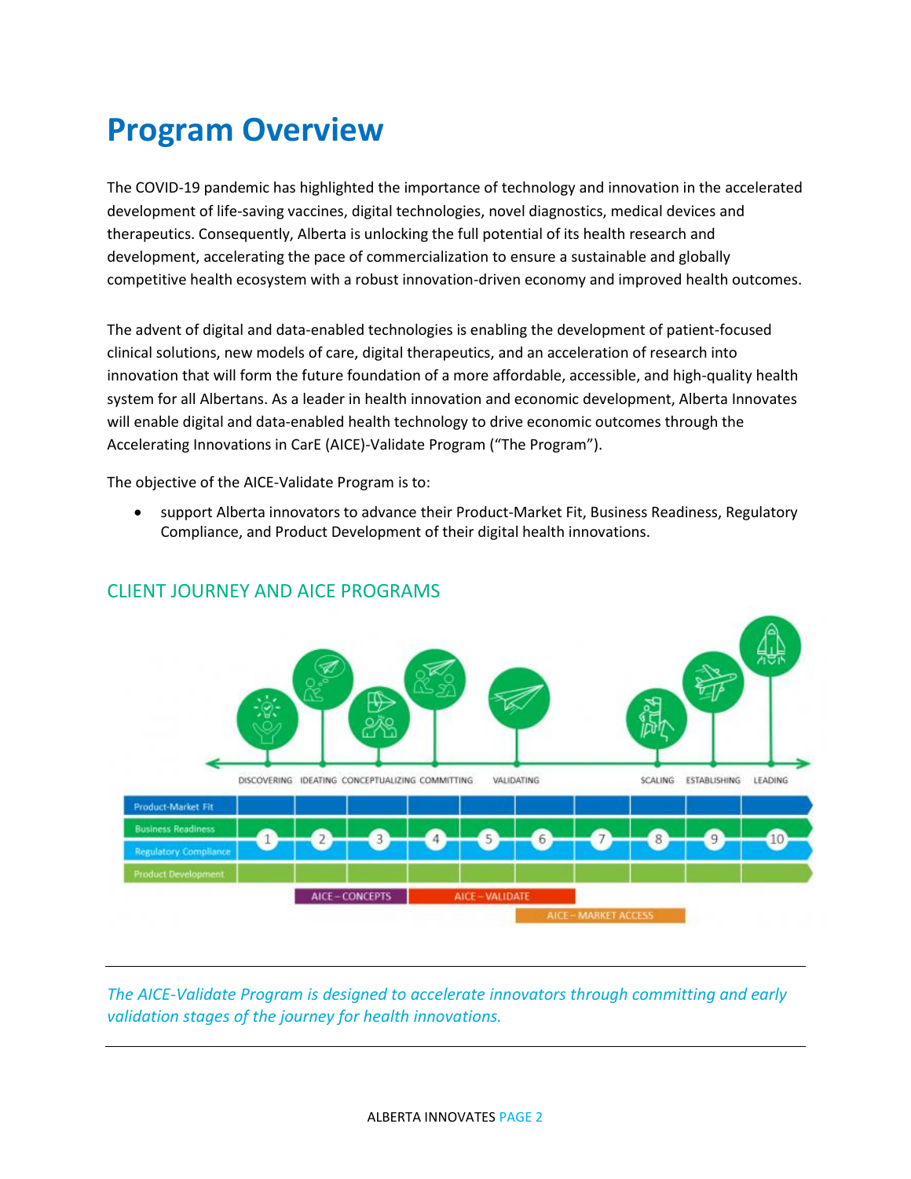# Program Overview

The COVID-19 pandemic has highlighted the importance of technology and innovation in the accelerated development of life-saving vaccines, digital technologies, novel diagnostics, medical devices and therapeutics. Consequently, Alberta is unlocking the full potential of its health research and development, accelerating the pace of commercialization to ensure a sustainable and globally competitive health ecosystem with a robust innovation-driven economy and improved health outcomes.

The advent of digital and data-enabled technologies is enabling the development of patient-focused clinical solutions, new models of care, digital therapeutics, and an acceleration of research into innovation that will form the future foundation of a more affordable, accessible, and high-quality health system for all Albertans. As a leader in health innovation and economic development, Alberta Innovates will enable digital and data-enabled health technology to drive economic outcomes through the Accelerating Innovations in CarE (AICE)-Validate Program ("The Program").

The objective of the AICE-Validate Program is to:

- support Alberta innovators to advance their Product-Market Fit, Business Readiness, Regulatory Compliance, and Product Development of their digital health innovations.

## CLIENT JOURNEY AND AICE PROGRAMS

DISCOVERING IDEATING CONCEPTUALIZING COMMITTING VALIDATING SCALING ESTABLISHING LEADING

Product-Market Fit
Business Readiness
Regulatory Compliance
Product Development

1 2 3 4 5 6 7 8 9 10

AICE – CONCEPTS
AICE – VALIDATE
AICE – MARKET ACCESS

---

*The AICE-Validate Program is designed to accelerate innovators through committing and early validation stages of the journey for health innovations.*

---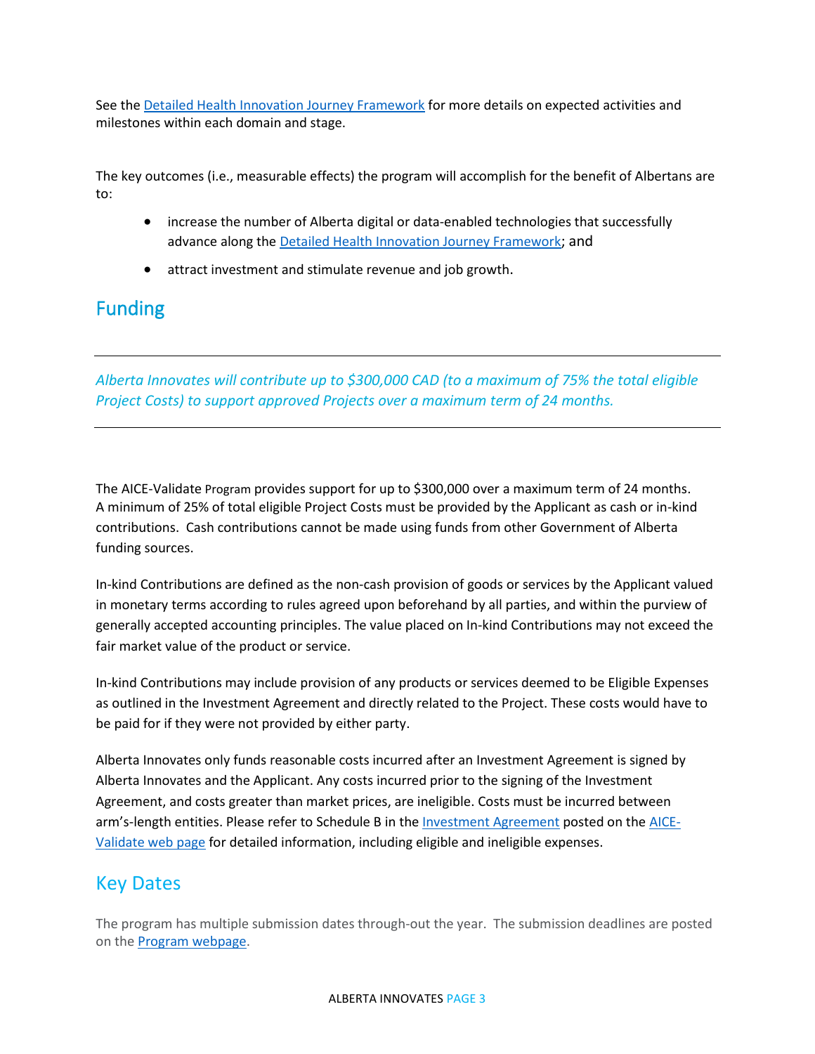See the [Detailed Health Innovation Journey Framework](#) for more details on expected activities and milestones within each domain and stage.

The key outcomes (i.e., measurable effects) the program will accomplish for the benefit of Albertans are to:

- increase the number of Alberta digital or data-enabled technologies that successfully advance along the [Detailed Health Innovation Journey Framework](#); and
- attract investment and stimulate revenue and job growth.

## Funding

---

*Alberta Innovates will contribute up to $300,000 CAD (to a maximum of 75% the total eligible Project Costs) to support approved Projects over a maximum term of 24 months.*

---

The AICE-Validate Program provides support for up to $300,000 over a maximum term of 24 months. A minimum of 25% of total eligible Project Costs must be provided by the Applicant as cash or in-kind contributions. Cash contributions cannot be made using funds from other Government of Alberta funding sources.

In-kind Contributions are defined as the non-cash provision of goods or services by the Applicant valued in monetary terms according to rules agreed upon beforehand by all parties, and within the purview of generally accepted accounting principles. The value placed on In-kind Contributions may not exceed the fair market value of the product or service.

In-kind Contributions may include provision of any products or services deemed to be Eligible Expenses as outlined in the Investment Agreement and directly related to the Project. These costs would have to be paid for if they were not provided by either party.

Alberta Innovates only funds reasonable costs incurred after an Investment Agreement is signed by Alberta Innovates and the Applicant. Any costs incurred prior to the signing of the Investment Agreement, and costs greater than market prices, are ineligible. Costs must be incurred between arm's-length entities. Please refer to Schedule B in the [Investment Agreement](#) posted on the [AICE-Validate web page](#) for detailed information, including eligible and ineligible expenses.

## Key Dates

The program has multiple submission dates through-out the year. The submission deadlines are posted on the [Program webpage](#).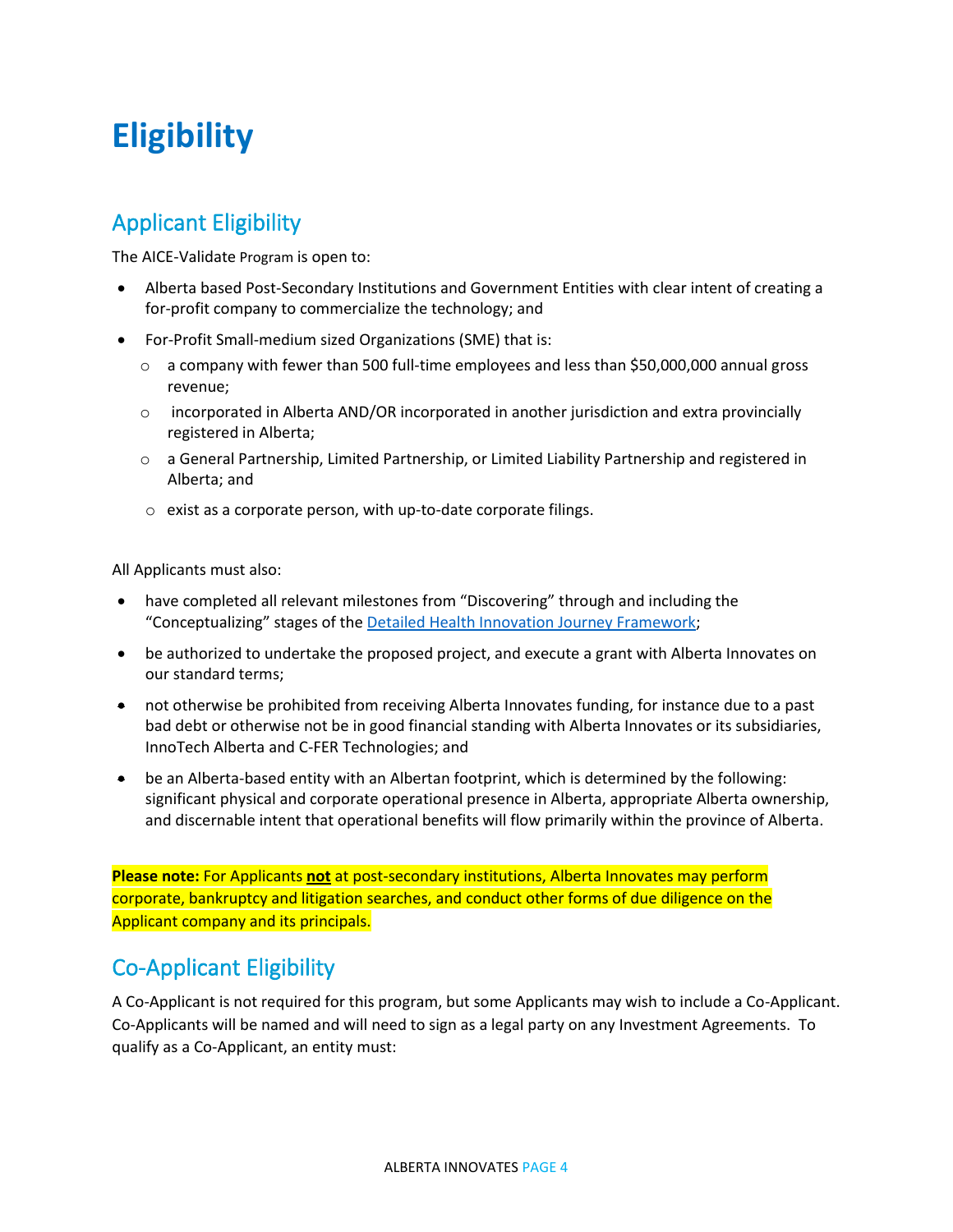# Eligibility

## Applicant Eligibility

The AICE-Validate Program is open to:

- Alberta based Post-Secondary Institutions and Government Entities with clear intent of creating a for-profit company to commercialize the technology; and
- For-Profit Small-medium sized Organizations (SME) that is:
  - a company with fewer than 500 full-time employees and less than $50,000,000 annual gross revenue;
  - incorporated in Alberta AND/OR incorporated in another jurisdiction and extra provincially registered in Alberta;
  - a General Partnership, Limited Partnership, or Limited Liability Partnership and registered in Alberta; and
  - exist as a corporate person, with up-to-date corporate filings.

All Applicants must also:

- have completed all relevant milestones from "Discovering" through and including the "Conceptualizing" stages of the Detailed Health Innovation Journey Framework;
- be authorized to undertake the proposed project, and execute a grant with Alberta Innovates on our standard terms;
- not otherwise be prohibited from receiving Alberta Innovates funding, for instance due to a past bad debt or otherwise not be in good financial standing with Alberta Innovates or its subsidiaries, InnoTech Alberta and C-FER Technologies; and
- be an Alberta-based entity with an Albertan footprint, which is determined by the following: significant physical and corporate operational presence in Alberta, appropriate Alberta ownership, and discernable intent that operational benefits will flow primarily within the province of Alberta.

**Please note:** For Applicants **not** at post-secondary institutions, Alberta Innovates may perform corporate, bankruptcy and litigation searches, and conduct other forms of due diligence on the Applicant company and its principals.

## Co-Applicant Eligibility

A Co-Applicant is not required for this program, but some Applicants may wish to include a Co-Applicant. Co-Applicants will be named and will need to sign as a legal party on any Investment Agreements. To qualify as a Co-Applicant, an entity must: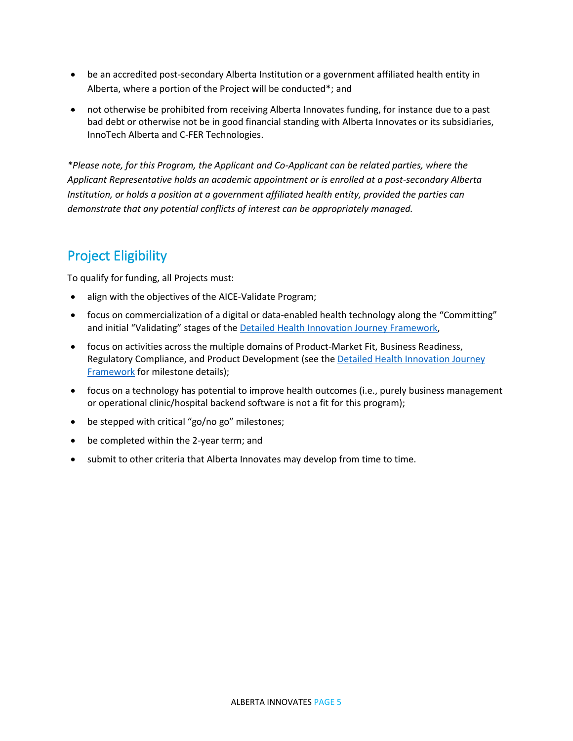- be an accredited post-secondary Alberta Institution or a government affiliated health entity in Alberta, where a portion of the Project will be conducted*; and
- not otherwise be prohibited from receiving Alberta Innovates funding, for instance due to a past bad debt or otherwise not be in good financial standing with Alberta Innovates or its subsidiaries, InnoTech Alberta and C-FER Technologies.

*\*Please note, for this Program, the Applicant and Co-Applicant can be related parties, where the Applicant Representative holds an academic appointment or is enrolled at a post-secondary Alberta Institution, or holds a position at a government affiliated health entity, provided the parties can demonstrate that any potential conflicts of interest can be appropriately managed.*

## Project Eligibility

To qualify for funding, all Projects must:

- align with the objectives of the AICE-Validate Program;
- focus on commercialization of a digital or data-enabled health technology along the "Committing" and initial "Validating" stages of the Detailed Health Innovation Journey Framework,
- focus on activities across the multiple domains of Product-Market Fit, Business Readiness, Regulatory Compliance, and Product Development (see the Detailed Health Innovation Journey Framework for milestone details);
- focus on a technology has potential to improve health outcomes (i.e., purely business management or operational clinic/hospital backend software is not a fit for this program);
- be stepped with critical "go/no go" milestones;
- be completed within the 2-year term; and
- submit to other criteria that Alberta Innovates may develop from time to time.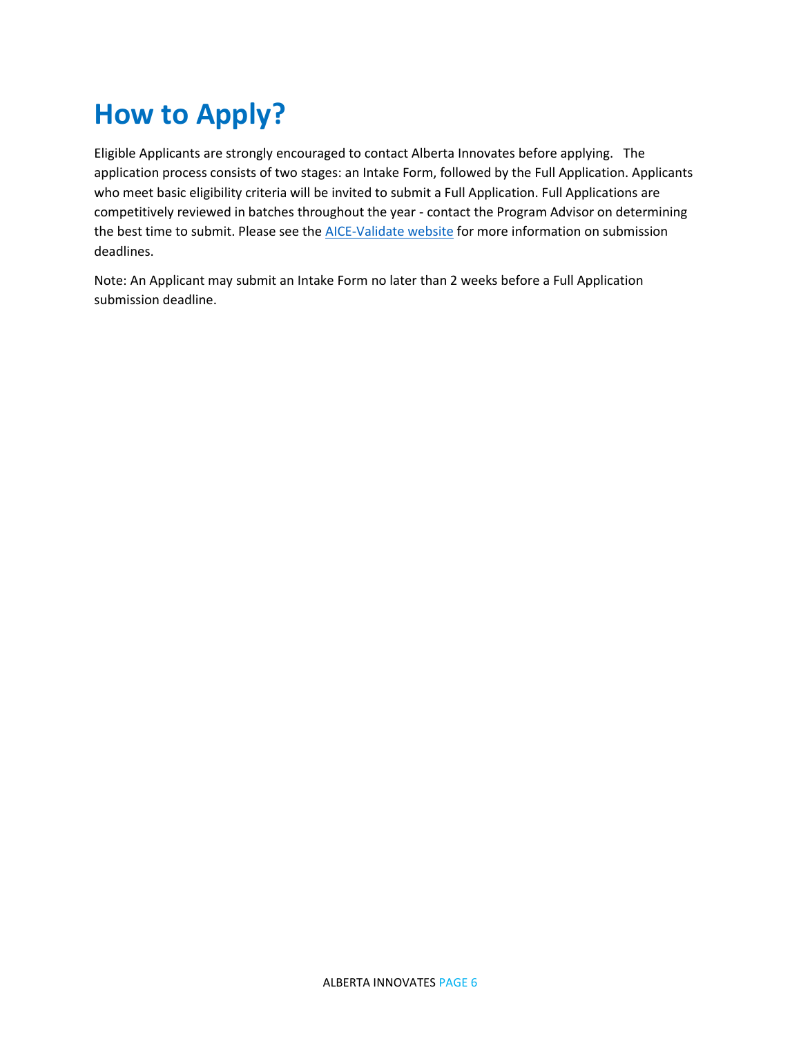# How to Apply?

Eligible Applicants are strongly encouraged to contact Alberta Innovates before applying. The application process consists of two stages: an Intake Form, followed by the Full Application. Applicants who meet basic eligibility criteria will be invited to submit a Full Application. Full Applications are competitively reviewed in batches throughout the year - contact the Program Advisor on determining the best time to submit. Please see the AICE-Validate website for more information on submission deadlines.

Note: An Applicant may submit an Intake Form no later than 2 weeks before a Full Application submission deadline.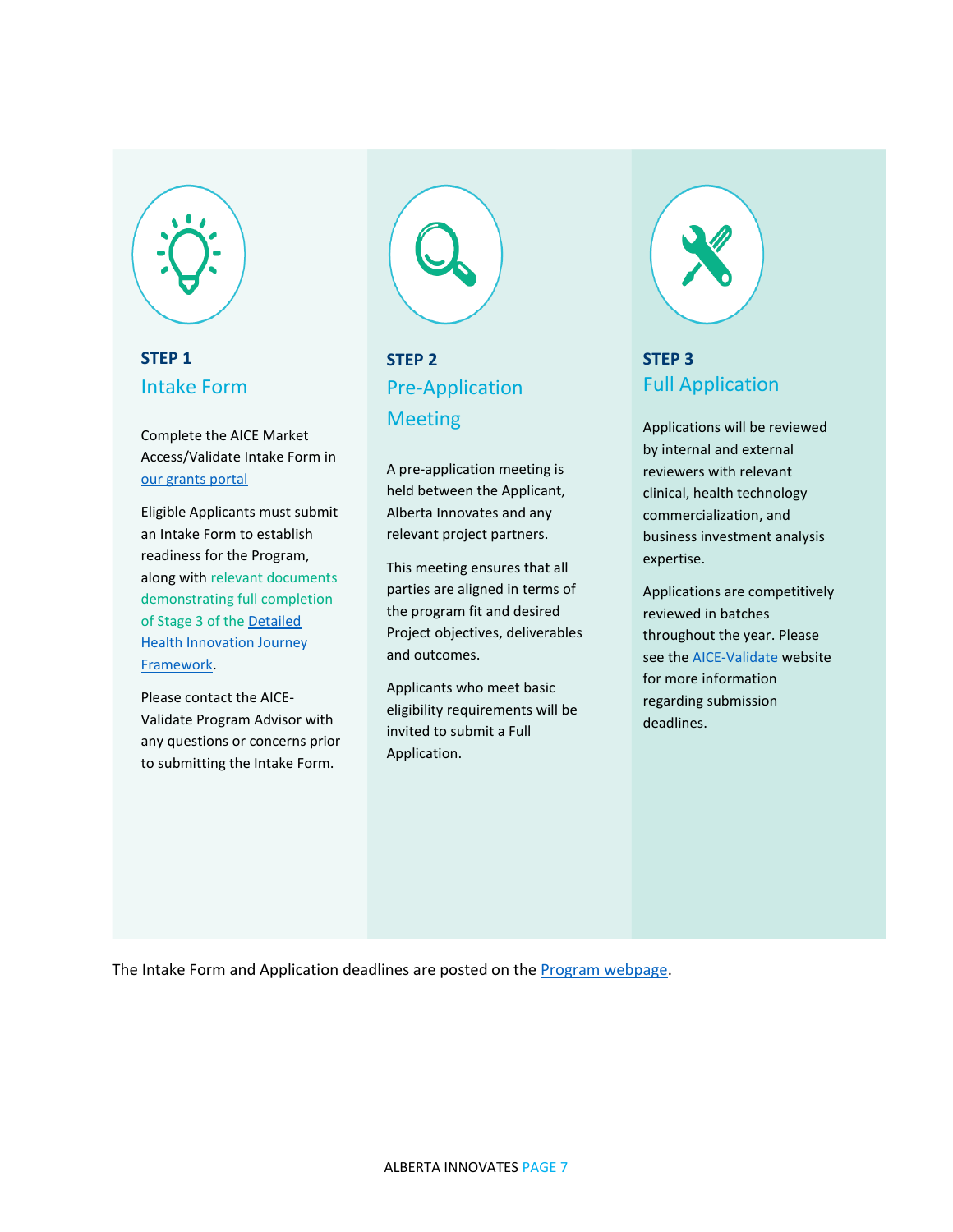### STEP 1

## Intake Form

Complete the AICE Market Access/Validate Intake Form in our grants portal

Eligible Applicants must submit an Intake Form to establish readiness for the Program, along with relevant documents demonstrating full completion of Stage 3 of the Detailed Health Innovation Journey Framework.

Please contact the AICE-Validate Program Advisor with any questions or concerns prior to submitting the Intake Form.

### STEP 2

## Pre-Application Meeting

A pre-application meeting is held between the Applicant, Alberta Innovates and any relevant project partners.

This meeting ensures that all parties are aligned in terms of the program fit and desired Project objectives, deliverables and outcomes.

Applicants who meet basic eligibility requirements will be invited to submit a Full Application.

### STEP 3

## Full Application

Applications will be reviewed by internal and external reviewers with relevant clinical, health technology commercialization, and business investment analysis expertise.

Applications are competitively reviewed in batches throughout the year. Please see the AICE-Validate website for more information regarding submission deadlines.

The Intake Form and Application deadlines are posted on the Program webpage.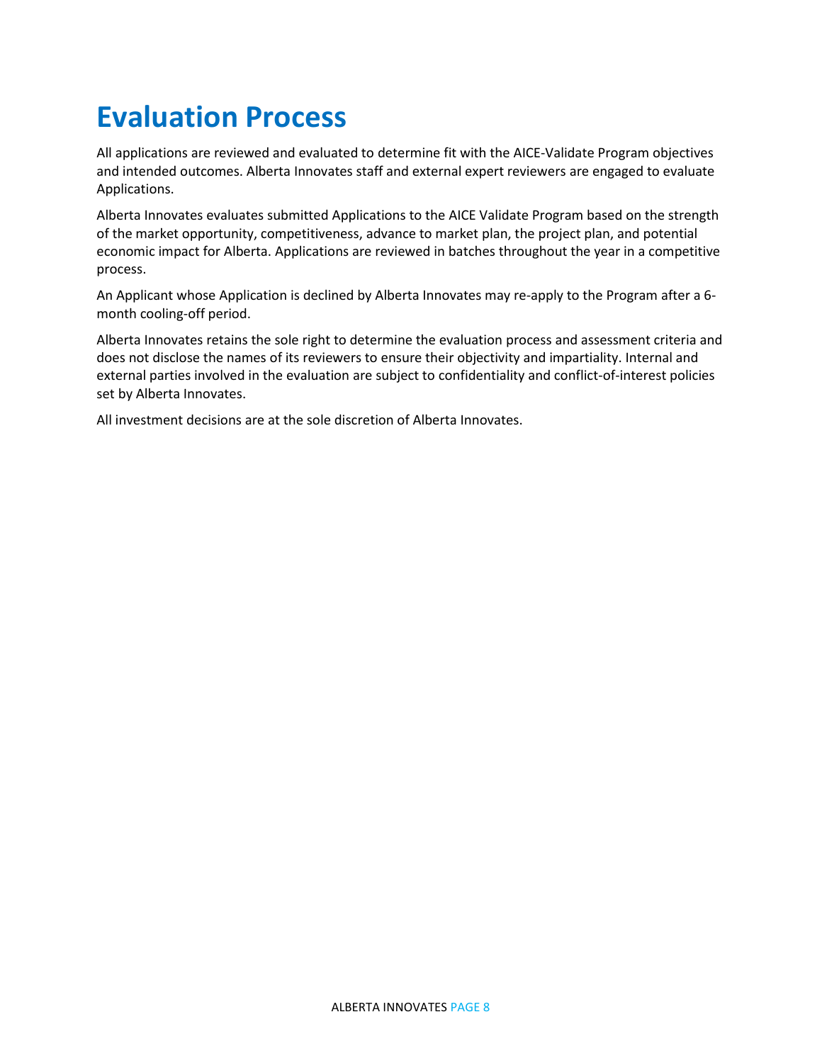# Evaluation Process

All applications are reviewed and evaluated to determine fit with the AICE-Validate Program objectives and intended outcomes. Alberta Innovates staff and external expert reviewers are engaged to evaluate Applications.

Alberta Innovates evaluates submitted Applications to the AICE Validate Program based on the strength of the market opportunity, competitiveness, advance to market plan, the project plan, and potential economic impact for Alberta. Applications are reviewed in batches throughout the year in a competitive process.

An Applicant whose Application is declined by Alberta Innovates may re-apply to the Program after a 6-month cooling-off period.

Alberta Innovates retains the sole right to determine the evaluation process and assessment criteria and does not disclose the names of its reviewers to ensure their objectivity and impartiality. Internal and external parties involved in the evaluation are subject to confidentiality and conflict-of-interest policies set by Alberta Innovates.

All investment decisions are at the sole discretion of Alberta Innovates.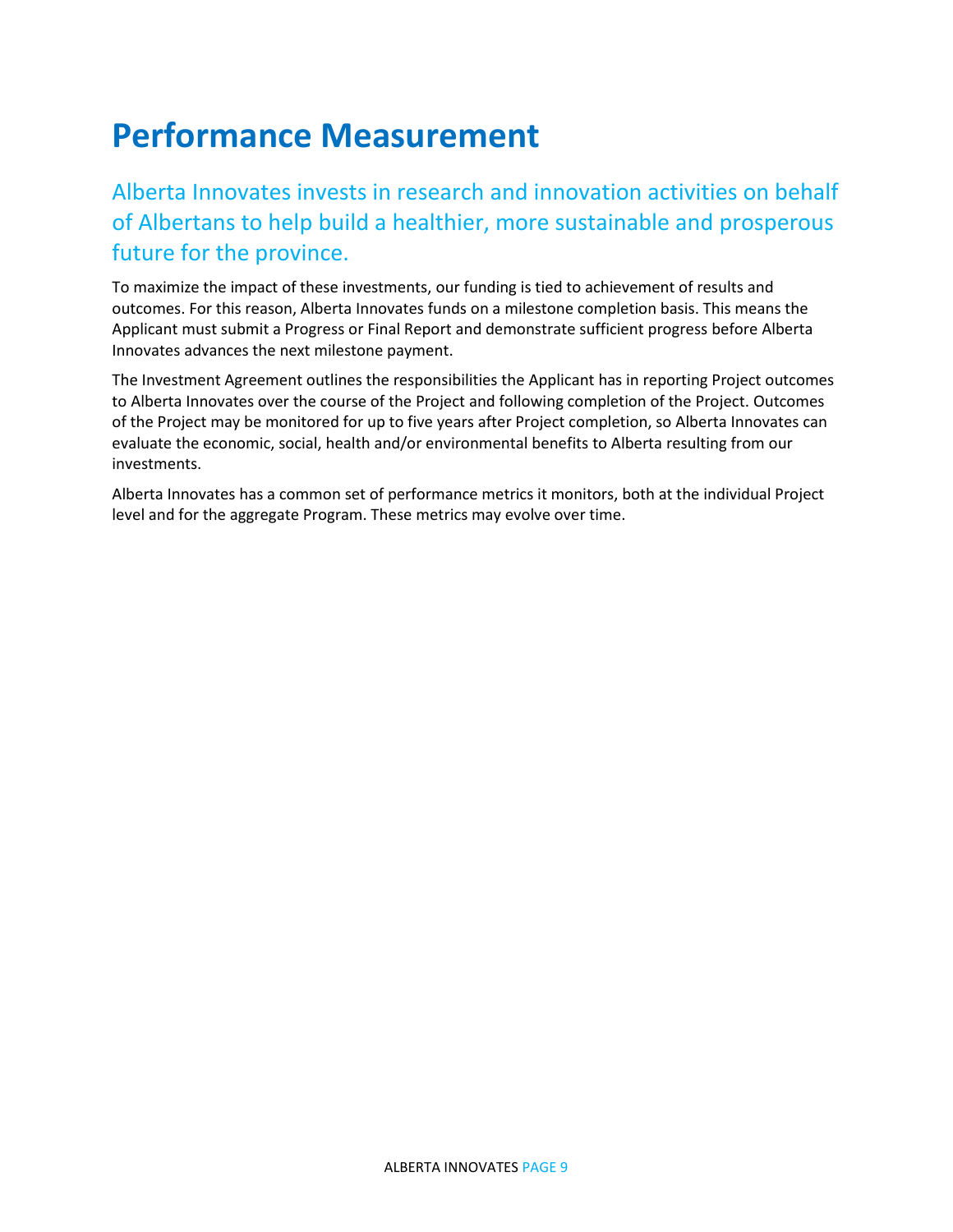# Performance Measurement

## Alberta Innovates invests in research and innovation activities on behalf of Albertans to help build a healthier, more sustainable and prosperous future for the province.

To maximize the impact of these investments, our funding is tied to achievement of results and outcomes. For this reason, Alberta Innovates funds on a milestone completion basis. This means the Applicant must submit a Progress or Final Report and demonstrate sufficient progress before Alberta Innovates advances the next milestone payment.

The Investment Agreement outlines the responsibilities the Applicant has in reporting Project outcomes to Alberta Innovates over the course of the Project and following completion of the Project. Outcomes of the Project may be monitored for up to five years after Project completion, so Alberta Innovates can evaluate the economic, social, health and/or environmental benefits to Alberta resulting from our investments.

Alberta Innovates has a common set of performance metrics it monitors, both at the individual Project level and for the aggregate Program. These metrics may evolve over time.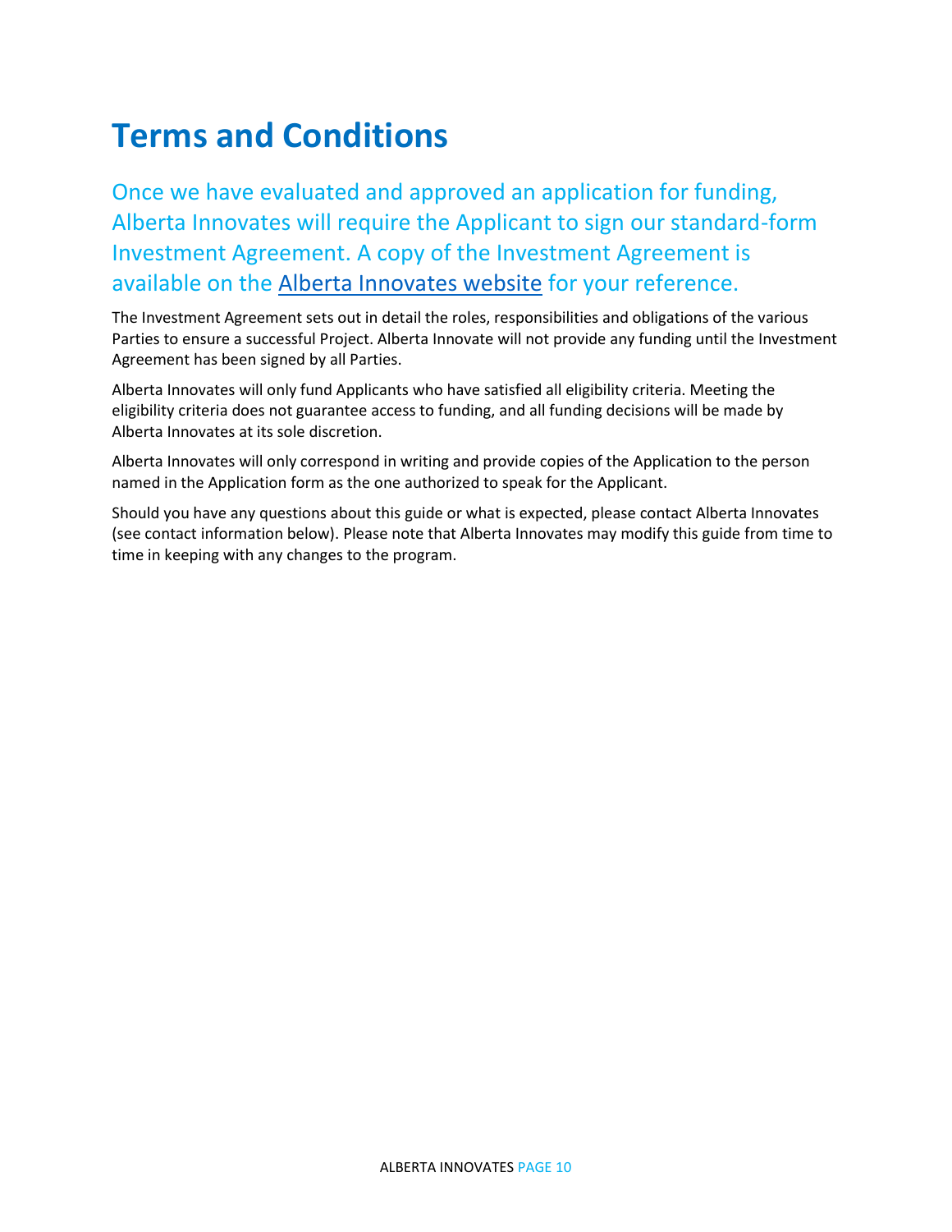# Terms and Conditions

Once we have evaluated and approved an application for funding, Alberta Innovates will require the Applicant to sign our standard-form Investment Agreement. A copy of the Investment Agreement is available on the Alberta Innovates website for your reference.

The Investment Agreement sets out in detail the roles, responsibilities and obligations of the various Parties to ensure a successful Project. Alberta Innovate will not provide any funding until the Investment Agreement has been signed by all Parties.

Alberta Innovates will only fund Applicants who have satisfied all eligibility criteria. Meeting the eligibility criteria does not guarantee access to funding, and all funding decisions will be made by Alberta Innovates at its sole discretion.

Alberta Innovates will only correspond in writing and provide copies of the Application to the person named in the Application form as the one authorized to speak for the Applicant.

Should you have any questions about this guide or what is expected, please contact Alberta Innovates (see contact information below). Please note that Alberta Innovates may modify this guide from time to time in keeping with any changes to the program.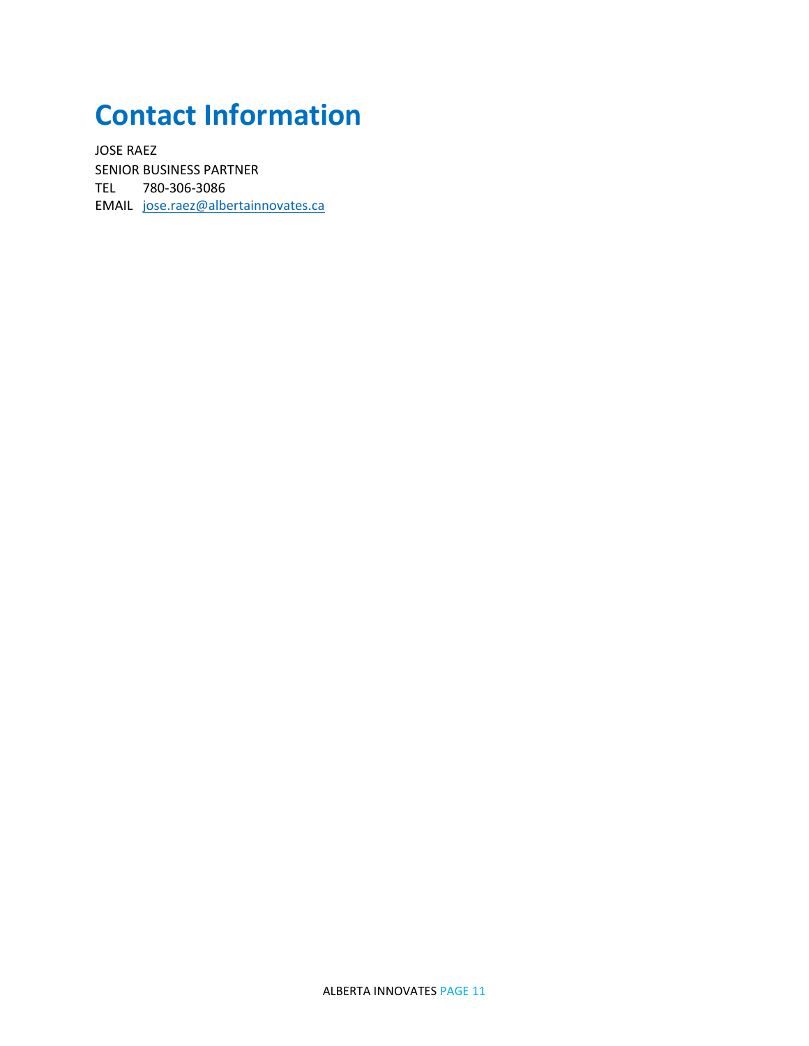# Contact Information

JOSE RAEZ
SENIOR BUSINESS PARTNER
TEL 780-306-3086
EMAIL jose.raez@albertainnovates.ca